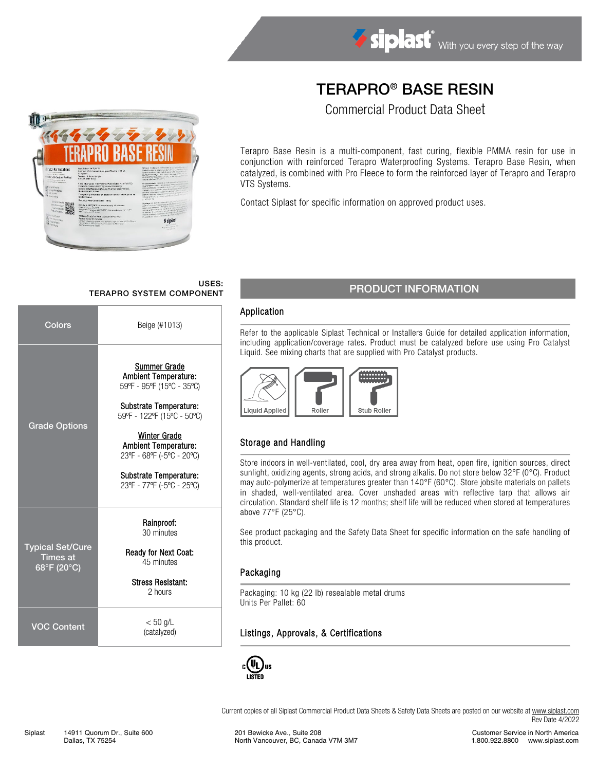# TERAPRO® BASE RESIN

## Commercial Product Data Sheet

Terapro Base Resin is a multi-component, fast curing, flexible PMMA resin for use in conjunction with reinforced Terapro Waterproofing Systems. Terapro Base Resin, when catalyzed, is combined with Pro Fleece to form the reinforced layer of Terapro and Terapro VTS Systems.

Contact Siplast for specific information on approved product uses.

**USES:**
**TERAPRO SYSTEM COMPONENT**

| | |
|---|---|
| **Colors** | Beige (#1013) |
| **Grade Options** | **Summer Grade**<br>**Ambient Temperature:**<br>59ºF - 95ºF (15ºC - 35ºC)<br><br>**Substrate Temperature:**<br>59ºF - 122ºF (15ºC - 50ºC)<br><br>**Winter Grade**<br>**Ambient Temperature:**<br>23ºF - 68ºF (-5ºC - 20ºC)<br><br>**Substrate Temperature:**<br>23ºF - 77ºF (-5ºC - 25ºC) |
| **Typical Set/Cure Times at 68°F (20°C)** | **Rainproof:**<br>30 minutes<br><br>**Ready for Next Coat:**<br>45 minutes<br><br>**Stress Resistant:**<br>2 hours |
| **VOC Content** | < 50 g/L<br>(catalyzed) |

## PRODUCT INFORMATION

### Application

Refer to the applicable Siplast Technical or Installers Guide for detailed application information, including application/coverage rates. Product must be catalyzed before use using Pro Catalyst Liquid. See mixing charts that are supplied with Pro Catalyst products.

Liquid Applied | Roller | Stub Roller

### Storage and Handling

Store indoors in well-ventilated, cool, dry area away from heat, open fire, ignition sources, direct sunlight, oxidizing agents, strong acids, and strong alkalis. Do not store below 32°F (0°C). Product may auto-polymerize at temperatures greater than 140°F (60°C). Store jobsite materials on pallets in shaded, well-ventilated area. Cover unshaded areas with reflective tarp that allows air circulation. Standard shelf life is 12 months; shelf life will be reduced when stored at temperatures above 77°F (25°C).

See product packaging and the Safety Data Sheet for specific information on the safe handling of this product.

### Packaging

Packaging: 10 kg (22 lb) resealable metal drums
Units Per Pallet: 60

### Listings, Approvals, & Certifications

c UL us LISTED

Current copies of all Siplast Commercial Product Data Sheets & Safety Data Sheets are posted on our website at www.siplast.com
Rev Date 4/2022

Siplast 14911 Quorum Dr., Suite 600 Dallas, TX 75254 | 201 Bewicke Ave., Suite 208 North Vancouver, BC, Canada V7M 3M7 | Customer Service in North America 1.800.922.8800 www.siplast.com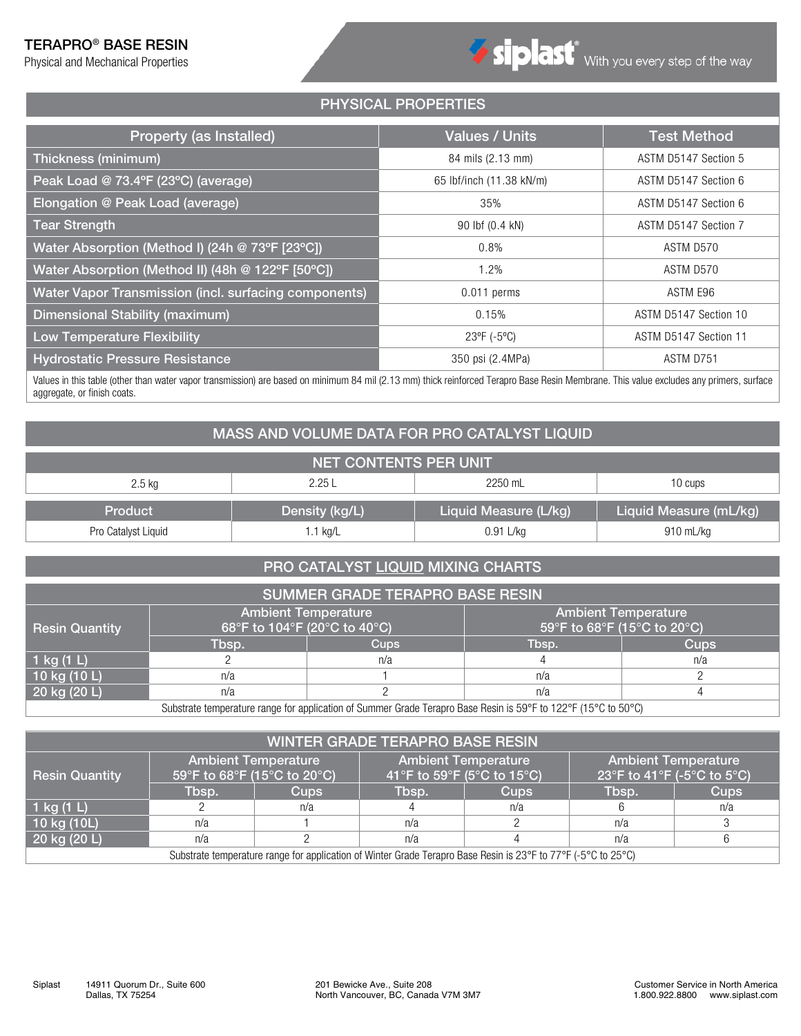# TERAPRO® BASE RESIN

Physical and Mechanical Properties

siplast® With you every step of the way

## PHYSICAL PROPERTIES

| Property (as Installed) | Values / Units | Test Method |
| --- | --- | --- |
| Thickness (minimum) | 84 mils (2.13 mm) | ASTM D5147 Section 5 |
| Peak Load @ 73.4ºF (23ºC) (average) | 65 lbf/inch (11.38 kN/m) | ASTM D5147 Section 6 |
| Elongation @ Peak Load (average) | 35% | ASTM D5147 Section 6 |
| Tear Strength | 90 lbf (0.4 kN) | ASTM D5147 Section 7 |
| Water Absorption (Method I) (24h @ 73ºF [23ºC]) | 0.8% | ASTM D570 |
| Water Absorption (Method II) (48h @ 122ºF [50ºC]) | 1.2% | ASTM D570 |
| Water Vapor Transmission (incl. surfacing components) | 0.011 perms | ASTM E96 |
| Dimensional Stability (maximum) | 0.15% | ASTM D5147 Section 10 |
| Low Temperature Flexibility | 23ºF (-5ºC) | ASTM D5147 Section 11 |
| Hydrostatic Pressure Resistance | 350 psi (2.4MPa) | ASTM D751 |

Values in this table (other than water vapor transmission) are based on minimum 84 mil (2.13 mm) thick reinforced Terapro Base Resin Membrane. This value excludes any primers, surface aggregate, or finish coats.

## MASS AND VOLUME DATA FOR PRO CATALYST LIQUID

| NET CONTENTS PER UNIT | | | |
| --- | --- | --- | --- |
| 2.5 kg | 2.25 L | 2250 mL | 10 cups |

| Product | Density (kg/L) | Liquid Measure (L/kg) | Liquid Measure (mL/kg) |
| --- | --- | --- | --- |
| Pro Catalyst Liquid | 1.1 kg/L | 0.91 L/kg | 910 mL/kg |

## PRO CATALYST LIQUID MIXING CHARTS

### SUMMER GRADE TERAPRO BASE RESIN

| Resin Quantity | Ambient Temperature 68°F to 104°F (20°C to 40°C) | | Ambient Temperature 59°F to 68°F (15°C to 20°C) | |
| --- | --- | --- | --- | --- |
| | Tbsp. | Cups | Tbsp. | Cups |
| 1 kg (1 L) | 2 | n/a | 4 | n/a |
| 10 kg (10 L) | n/a | 1 | n/a | 2 |
| 20 kg (20 L) | n/a | 2 | n/a | 4 |

Substrate temperature range for application of Summer Grade Terapro Base Resin is 59°F to 122°F (15°C to 50°C)

### WINTER GRADE TERAPRO BASE RESIN

| Resin Quantity | Ambient Temperature 59°F to 68°F (15°C to 20°C) | | Ambient Temperature 41°F to 59°F (5°C to 15°C) | | Ambient Temperature 23°F to 41°F (-5°C to 5°C) | |
| --- | --- | --- | --- | --- | --- | --- |
| | Tbsp. | Cups | Tbsp. | Cups | Tbsp. | Cups |
| 1 kg (1 L) | 2 | n/a | 4 | n/a | 6 | n/a |
| 10 kg (10L) | n/a | 1 | n/a | 2 | n/a | 3 |
| 20 kg (20 L) | n/a | 2 | n/a | 4 | n/a | 6 |

Substrate temperature range for application of Winter Grade Terapro Base Resin is 23°F to 77°F (-5°C to 25°C)

Siplast 14911 Quorum Dr., Suite 600 Dallas, TX 75254

201 Bewicke Ave., Suite 208 North Vancouver, BC, Canada V7M 3M7

Customer Service in North America 1.800.922.8800 www.siplast.com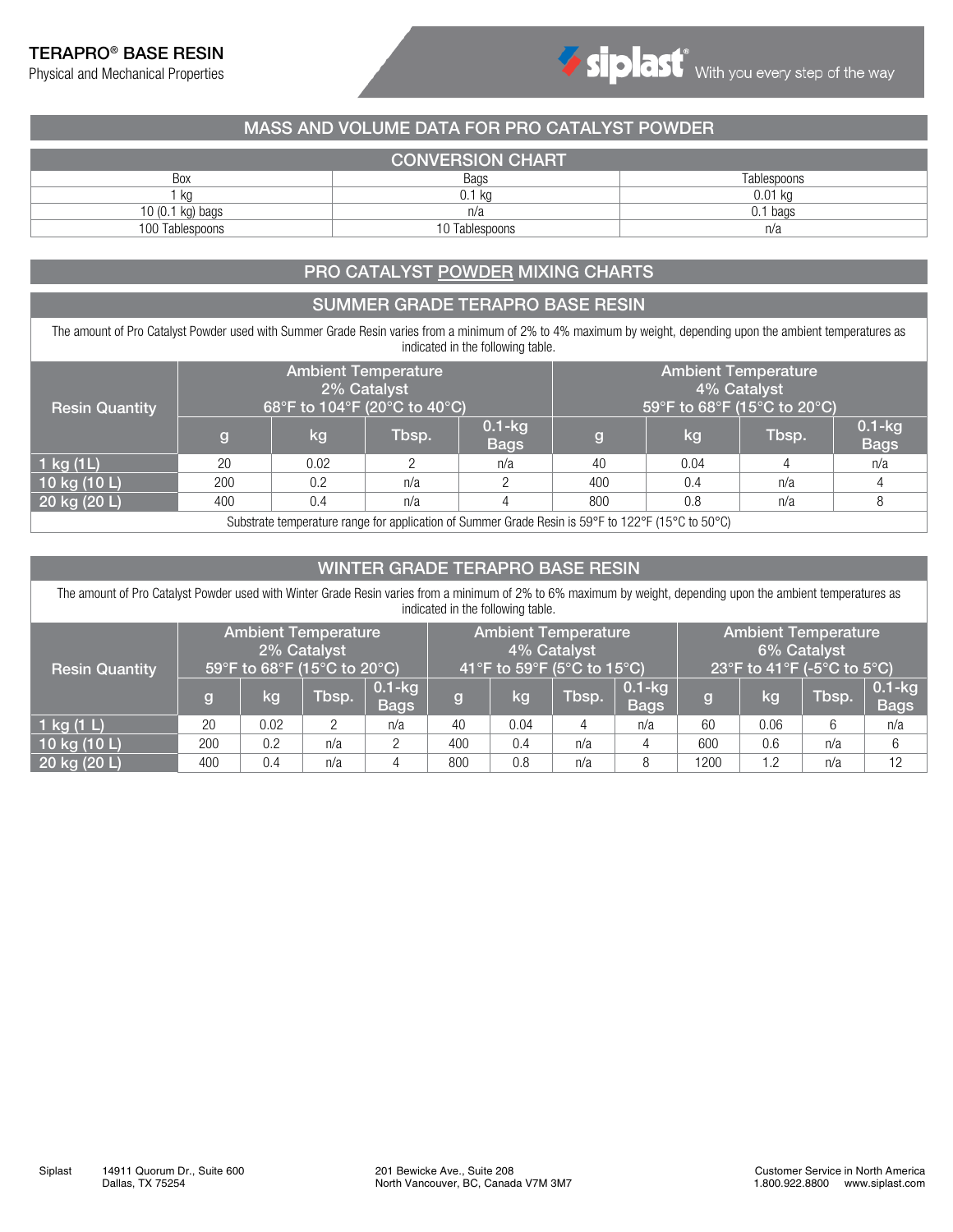## MASS AND VOLUME DATA FOR PRO CATALYST POWDER

| CONVERSION CHART | | |
|---|---|---|
| Box | Bags | Tablespoons |
| 1 kg | 0.1 kg | 0.01 kg |
| 10 (0.1 kg) bags | n/a | 0.1 bags |
| 100 Tablespoons | 10 Tablespoons | n/a |

## PRO CATALYST POWDER MIXING CHARTS

### SUMMER GRADE TERAPRO BASE RESIN

The amount of Pro Catalyst Powder used with Summer Grade Resin varies from a minimum of 2% to 4% maximum by weight, depending upon the ambient temperatures as indicated in the following table.

| Resin Quantity | Ambient Temperature 2% Catalyst 68°F to 104°F (20°C to 40°C) | | | | Ambient Temperature 4% Catalyst 59°F to 68°F (15°C to 20°C) | | | |
|---|---|---|---|---|---|---|---|---|
| | g | kg | Tbsp. | 0.1-kg Bags | g | kg | Tbsp. | 0.1-kg Bags |
| 1 kg (1L) | 20 | 0.02 | 2 | n/a | 40 | 0.04 | 4 | n/a |
| 10 kg (10 L) | 200 | 0.2 | n/a | 2 | 400 | 0.4 | n/a | 4 |
| 20 kg (20 L) | 400 | 0.4 | n/a | 4 | 800 | 0.8 | n/a | 8 |

Substrate temperature range for application of Summer Grade Resin is 59°F to 122°F (15°C to 50°C)

### WINTER GRADE TERAPRO BASE RESIN

The amount of Pro Catalyst Powder used with Winter Grade Resin varies from a minimum of 2% to 6% maximum by weight, depending upon the ambient temperatures as indicated in the following table.

| Resin Quantity | Ambient Temperature 2% Catalyst 59°F to 68°F (15°C to 20°C) | | | | Ambient Temperature 4% Catalyst 41°F to 59°F (5°C to 15°C) | | | | Ambient Temperature 6% Catalyst 23°F to 41°F (-5°C to 5°C) | | | |
|---|---|---|---|---|---|---|---|---|---|---|---|---|
| | g | kg | Tbsp. | 0.1-kg Bags | g | kg | Tbsp. | 0.1-kg Bags | g | kg | Tbsp. | 0.1-kg Bags |
| 1 kg (1 L) | 20 | 0.02 | 2 | n/a | 40 | 0.04 | 4 | n/a | 60 | 0.06 | 6 | n/a |
| 10 kg (10 L) | 200 | 0.2 | n/a | 2 | 400 | 0.4 | n/a | 4 | 600 | 0.6 | n/a | 6 |
| 20 kg (20 L) | 400 | 0.4 | n/a | 4 | 800 | 0.8 | n/a | 8 | 1200 | 1.2 | n/a | 12 |